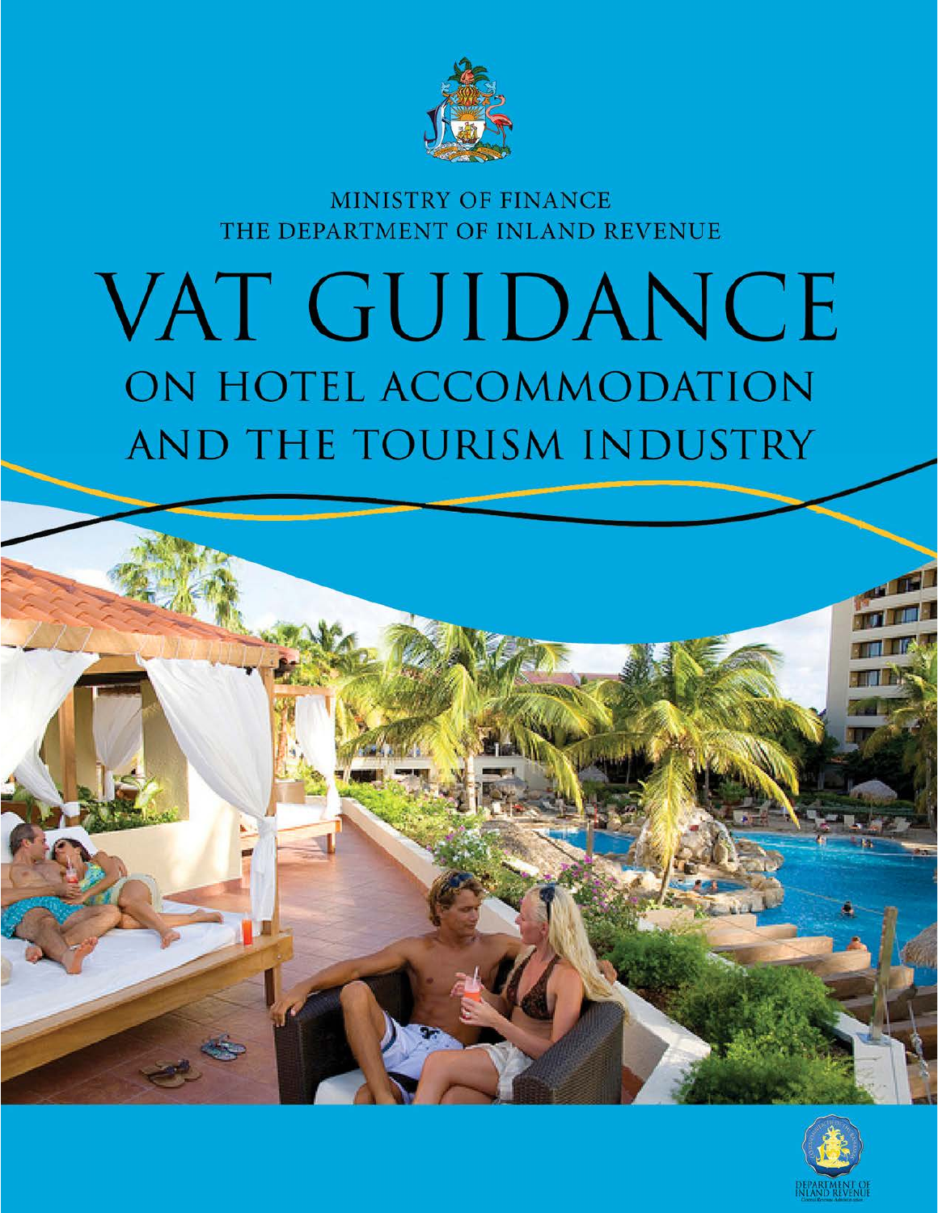MINISTRY OF FINANCE
THE DEPARTMENT OF INLAND REVENUE

# VAT GUIDANCE

## ON HOTEL ACCOMMODATION AND THE TOURISM INDUSTRY

DEPARTMENT OF INLAND REVENUE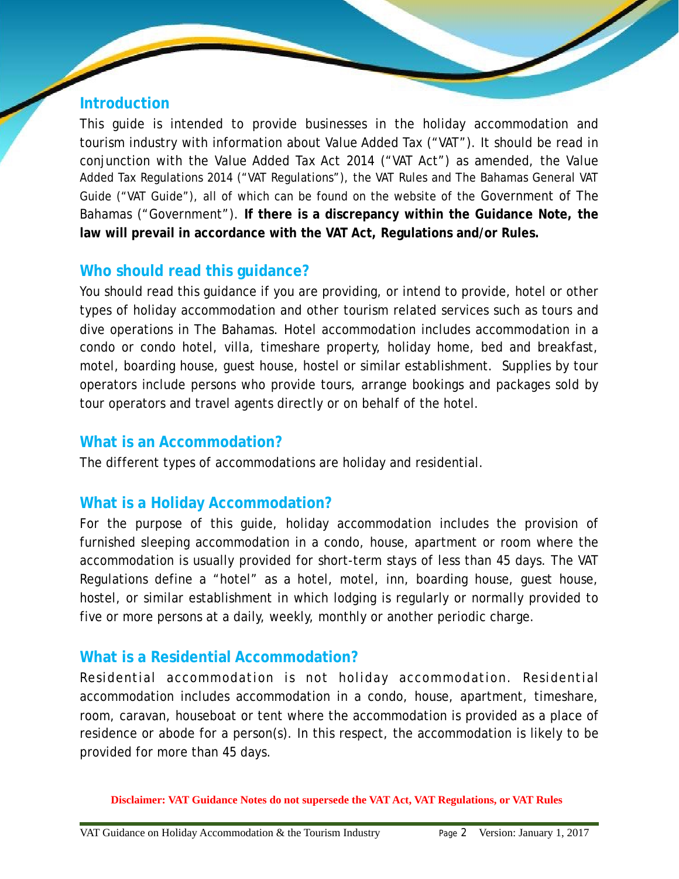## Introduction

This guide is intended to provide businesses in the holiday accommodation and tourism industry with information about Value Added Tax ("VAT"). It should be read in conjunction with the Value Added Tax Act 2014 ("VAT Act") as amended, the Value Added Tax Regulations 2014 ("VAT Regulations"), the VAT Rules and The Bahamas General VAT Guide ("VAT Guide"), all of which can be found on the website of the Government of The Bahamas ("Government"). **If there is a discrepancy within the Guidance Note, the law will prevail in accordance with the VAT Act, Regulations and/or Rules.**

## Who should read this guidance?

You should read this guidance if you are providing, or intend to provide, hotel or other types of holiday accommodation and other tourism related services such as tours and dive operations in The Bahamas. Hotel accommodation includes accommodation in a condo or condo hotel, villa, timeshare property, holiday home, bed and breakfast, motel, boarding house, guest house, hostel or similar establishment. Supplies by tour operators include persons who provide tours, arrange bookings and packages sold by tour operators and travel agents directly or on behalf of the hotel.

## What is an Accommodation?

The different types of accommodations are holiday and residential.

## What is a Holiday Accommodation?

For the purpose of this guide, holiday accommodation includes the provision of furnished sleeping accommodation in a condo, house, apartment or room where the accommodation is usually provided for short-term stays of less than 45 days. The VAT Regulations define a "hotel" as a hotel, motel, inn, boarding house, guest house, hostel, or similar establishment in which lodging is regularly or normally provided to five or more persons at a daily, weekly, monthly or another periodic charge.

## What is a Residential Accommodation?

Residential accommodation is not holiday accommodation. Residential accommodation includes accommodation in a condo, house, apartment, timeshare, room, caravan, houseboat or tent where the accommodation is provided as a place of residence or abode for a person(s). In this respect, the accommodation is likely to be provided for more than 45 days.

**Disclaimer: VAT Guidance Notes do not supersede the VAT Act, VAT Regulations, or VAT Rules**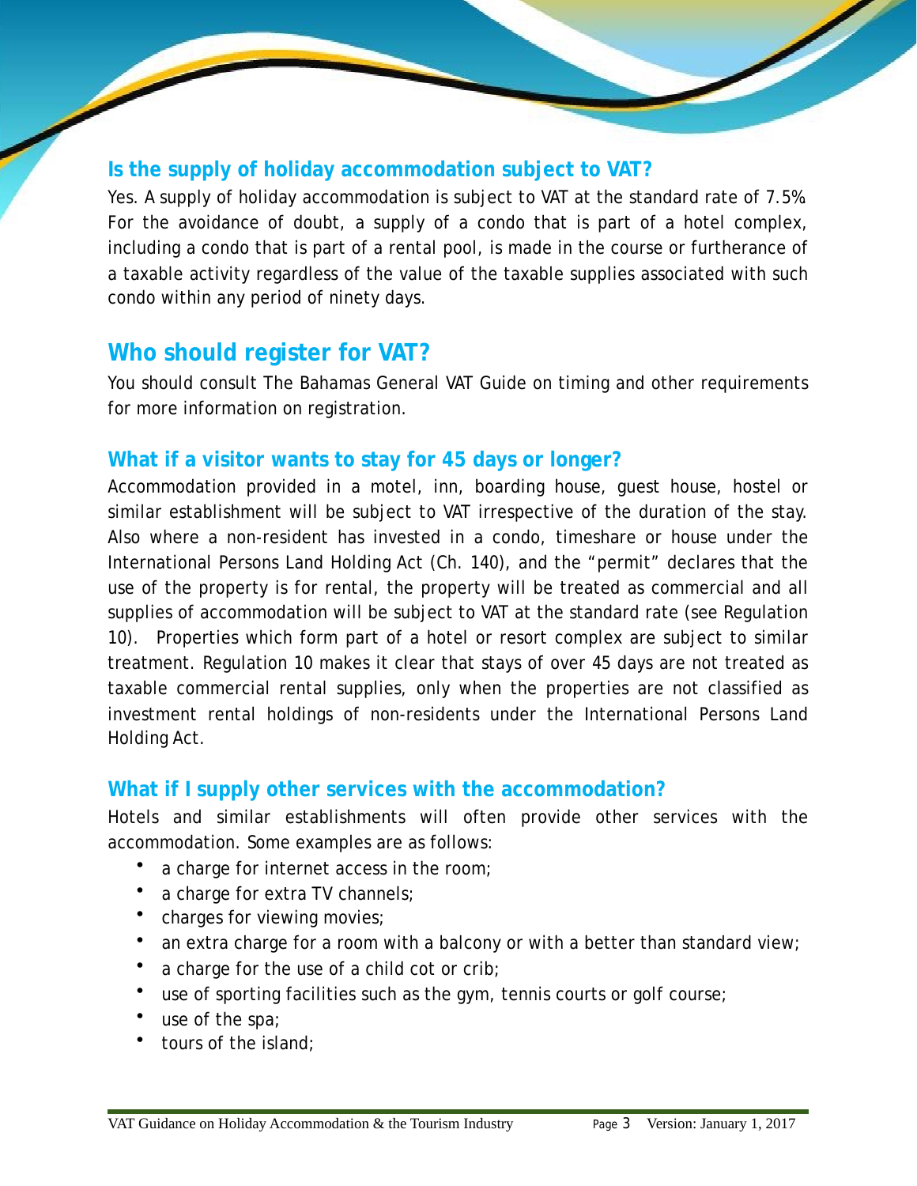### Is the supply of holiday accommodation subject to VAT?

Yes. A supply of holiday accommodation is subject to VAT at the standard rate of 7.5%. For the avoidance of doubt, a supply of a condo that is part of a hotel complex, including a condo that is part of a rental pool, is made in the course or furtherance of a taxable activity regardless of the value of the taxable supplies associated with such condo within any period of ninety days.

## Who should register for VAT?

You should consult The Bahamas General VAT Guide on timing and other requirements for more information on registration.

### What if a visitor wants to stay for 45 days or longer?

Accommodation provided in a motel, inn, boarding house, guest house, hostel or similar establishment will be subject to VAT irrespective of the duration of the stay. Also where a non-resident has invested in a condo, timeshare or house under the International Persons Land Holding Act (Ch. 140), and the "permit" declares that the use of the property is for rental, the property will be treated as commercial and all supplies of accommodation will be subject to VAT at the standard rate (see Regulation 10). Properties which form part of a hotel or resort complex are subject to similar treatment. Regulation 10 makes it clear that stays of over 45 days are not treated as taxable commercial rental supplies, only when the properties are not classified as investment rental holdings of non-residents under the International Persons Land Holding Act.

### What if I supply other services with the accommodation?

Hotels and similar establishments will often provide other services with the accommodation. Some examples are as follows:

- a charge for internet access in the room;
- a charge for extra TV channels;
- charges for viewing movies;
- an extra charge for a room with a balcony or with a better than standard view;
- a charge for the use of a child cot or crib;
- use of sporting facilities such as the gym, tennis courts or golf course;
- use of the spa;
- tours of the island;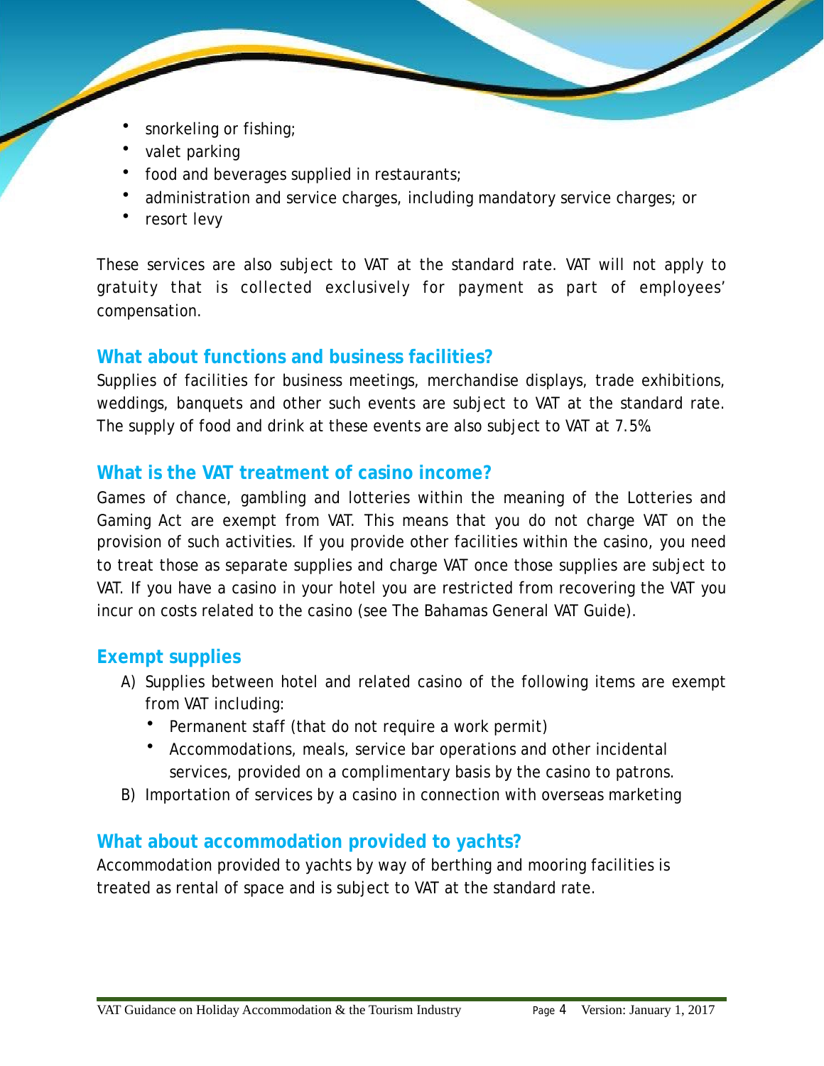- snorkeling or fishing;
- valet parking
- food and beverages supplied in restaurants;
- administration and service charges, including mandatory service charges; or
- resort levy

These services are also subject to VAT at the standard rate. VAT will not apply to gratuity that is collected exclusively for payment as part of employees' compensation.

## What about functions and business facilities?

Supplies of facilities for business meetings, merchandise displays, trade exhibitions, weddings, banquets and other such events are subject to VAT at the standard rate. The supply of food and drink at these events are also subject to VAT at 7.5%.

## What is the VAT treatment of casino income?

Games of chance, gambling and lotteries within the meaning of the Lotteries and Gaming Act are exempt from VAT. This means that you do not charge VAT on the provision of such activities. If you provide other facilities within the casino, you need to treat those as separate supplies and charge VAT once those supplies are subject to VAT. If you have a casino in your hotel you are restricted from recovering the VAT you incur on costs related to the casino (see The Bahamas General VAT Guide).

## Exempt supplies

A) Supplies between hotel and related casino of the following items are exempt from VAT including:
   - Permanent staff (that do not require a work permit)
   - Accommodations, meals, service bar operations and other incidental services, provided on a complimentary basis by the casino to patrons.

B) Importation of services by a casino in connection with overseas marketing

## What about accommodation provided to yachts?

Accommodation provided to yachts by way of berthing and mooring facilities is treated as rental of space and is subject to VAT at the standard rate.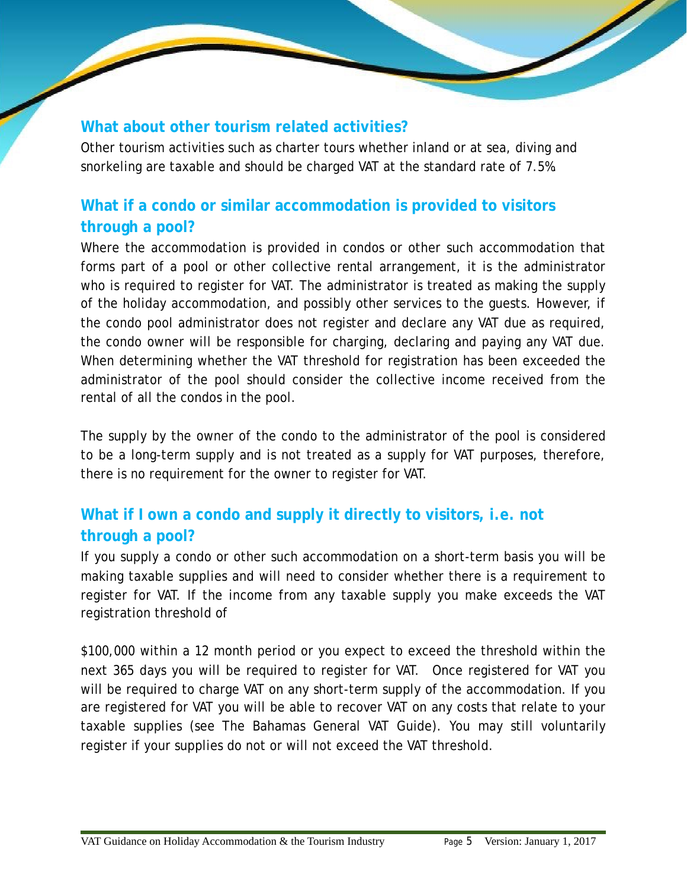## What about other tourism related activities?

Other tourism activities such as charter tours whether inland or at sea, diving and snorkeling are taxable and should be charged VAT at the standard rate of 7.5%.

## What if a condo or similar accommodation is provided to visitors through a pool?

Where the accommodation is provided in condos or other such accommodation that forms part of a pool or other collective rental arrangement, it is the administrator who is required to register for VAT. The administrator is treated as making the supply of the holiday accommodation, and possibly other services to the guests. However, if the condo pool administrator does not register and declare any VAT due as required, the condo owner will be responsible for charging, declaring and paying any VAT due. When determining whether the VAT threshold for registration has been exceeded the administrator of the pool should consider the collective income received from the rental of all the condos in the pool.

The supply by the owner of the condo to the administrator of the pool is considered to be a long-term supply and is not treated as a supply for VAT purposes, therefore, there is no requirement for the owner to register for VAT.

## What if I own a condo and supply it directly to visitors, i.e. not through a pool?

If you supply a condo or other such accommodation on a short-term basis you will be making taxable supplies and will need to consider whether there is a requirement to register for VAT. If the income from any taxable supply you make exceeds the VAT registration threshold of

$100,000 within a 12 month period or you expect to exceed the threshold within the next 365 days you will be required to register for VAT. Once registered for VAT you will be required to charge VAT on any short-term supply of the accommodation. If you are registered for VAT you will be able to recover VAT on any costs that relate to your taxable supplies (see The Bahamas General VAT Guide). You may still voluntarily register if your supplies do not or will not exceed the VAT threshold.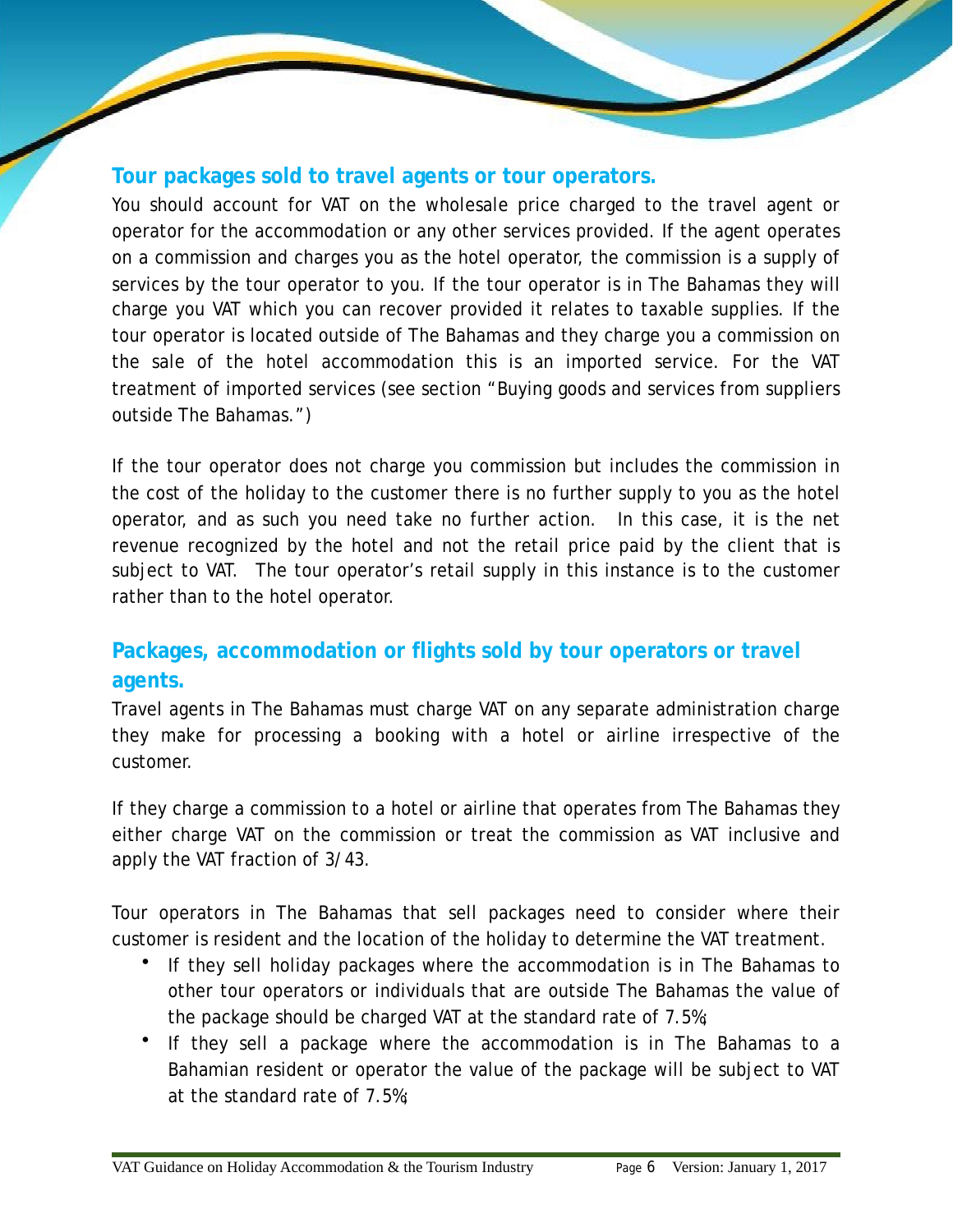## Tour packages sold to travel agents or tour operators.

You should account for VAT on the wholesale price charged to the travel agent or operator for the accommodation or any other services provided. If the agent operates on a commission and charges you as the hotel operator, the commission is a supply of services by the tour operator to you. If the tour operator is in The Bahamas they will charge you VAT which you can recover provided it relates to taxable supplies. If the tour operator is located outside of The Bahamas and they charge you a commission on the sale of the hotel accommodation this is an imported service. For the VAT treatment of imported services (see section "Buying goods and services from suppliers outside The Bahamas.")

If the tour operator does not charge you commission but includes the commission in the cost of the holiday to the customer there is no further supply to you as the hotel operator, and as such you need take no further action. In this case, it is the net revenue recognized by the hotel and not the retail price paid by the client that is subject to VAT. The tour operator's retail supply in this instance is to the customer rather than to the hotel operator.

## Packages, accommodation or flights sold by tour operators or travel agents.

Travel agents in The Bahamas must charge VAT on any separate administration charge they make for processing a booking with a hotel or airline irrespective of the customer.

If they charge a commission to a hotel or airline that operates from The Bahamas they either charge VAT on the commission or treat the commission as VAT inclusive and apply the VAT fraction of 3/43.

Tour operators in The Bahamas that sell packages need to consider where their customer is resident and the location of the holiday to determine the VAT treatment.

- If they sell holiday packages where the accommodation is in The Bahamas to other tour operators or individuals that are outside The Bahamas the value of the package should be charged VAT at the standard rate of 7.5%;
- If they sell a package where the accommodation is in The Bahamas to a Bahamian resident or operator the value of the package will be subject to VAT at the standard rate of 7.5%;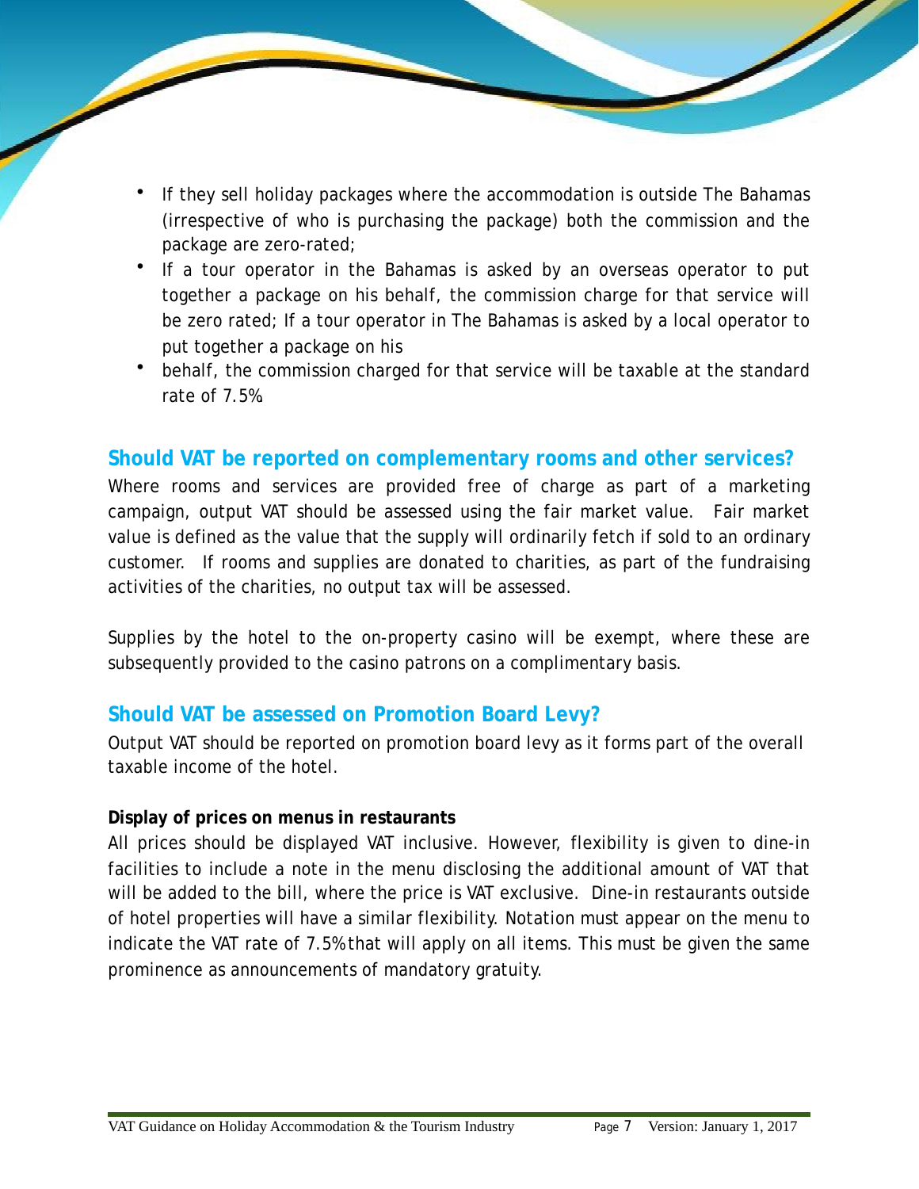- If they sell holiday packages where the accommodation is outside The Bahamas (irrespective of who is purchasing the package) both the commission and the package are zero-rated;
- If a tour operator in the Bahamas is asked by an overseas operator to put together a package on his behalf, the commission charge for that service will be zero rated; If a tour operator in The Bahamas is asked by a local operator to put together a package on his
- behalf, the commission charged for that service will be taxable at the standard rate of 7.5%.

## Should VAT be reported on complementary rooms and other services?

Where rooms and services are provided free of charge as part of a marketing campaign, output VAT should be assessed using the fair market value. Fair market value is defined as the value that the supply will ordinarily fetch if sold to an ordinary customer. If rooms and supplies are donated to charities, as part of the fundraising activities of the charities, no output tax will be assessed.

Supplies by the hotel to the on-property casino will be exempt, where these are subsequently provided to the casino patrons on a complimentary basis.

## Should VAT be assessed on Promotion Board Levy?

Output VAT should be reported on promotion board levy as it forms part of the overall taxable income of the hotel.

**Display of prices on menus in restaurants**

All prices should be displayed VAT inclusive. However, flexibility is given to dine-in facilities to include a note in the menu disclosing the additional amount of VAT that will be added to the bill, where the price is VAT exclusive. Dine-in restaurants outside of hotel properties will have a similar flexibility. Notation must appear on the menu to indicate the VAT rate of 7.5% that will apply on all items. This must be given the same prominence as announcements of mandatory gratuity.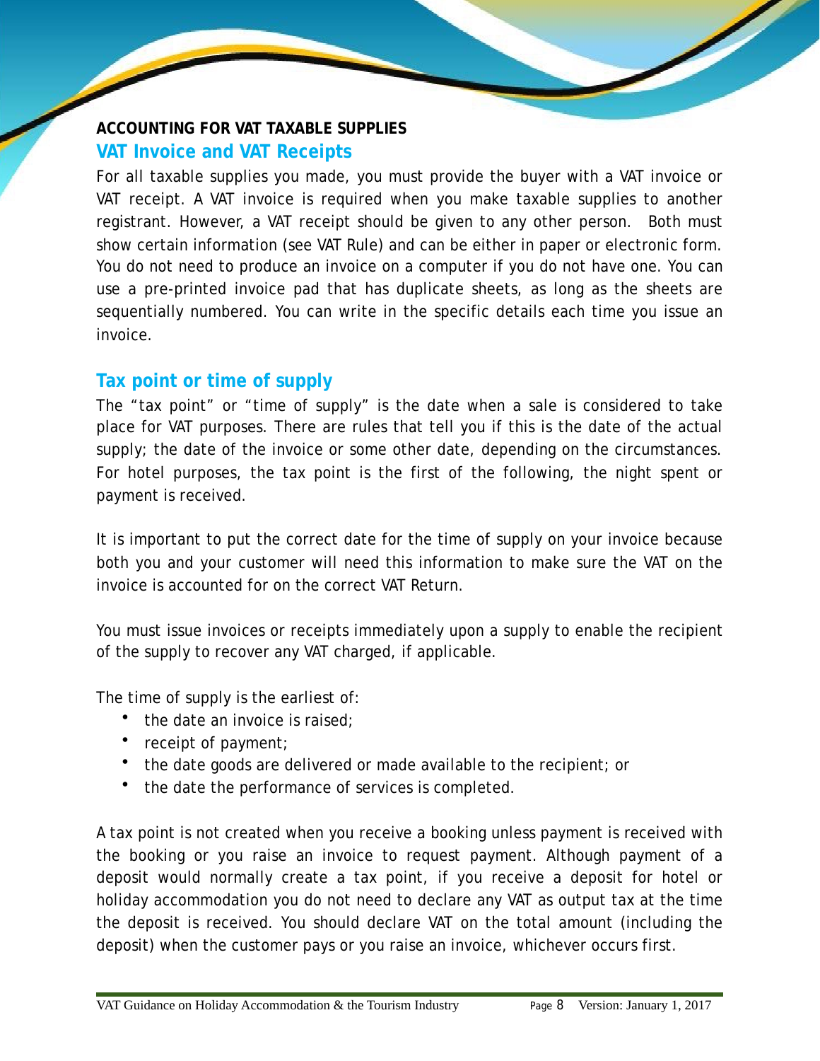**ACCOUNTING FOR VAT TAXABLE SUPPLIES**

## VAT Invoice and VAT Receipts

For all taxable supplies you made, you must provide the buyer with a VAT invoice or VAT receipt. A VAT invoice is required when you make taxable supplies to another registrant. However, a VAT receipt should be given to any other person. Both must show certain information (see VAT Rule) and can be either in paper or electronic form. You do not need to produce an invoice on a computer if you do not have one. You can use a pre-printed invoice pad that has duplicate sheets, as long as the sheets are sequentially numbered. You can write in the specific details each time you issue an invoice.

## Tax point or time of supply

The "tax point" or "time of supply" is the date when a sale is considered to take place for VAT purposes. There are rules that tell you if this is the date of the actual supply; the date of the invoice or some other date, depending on the circumstances. For hotel purposes, the tax point is the first of the following, the night spent or payment is received.

It is important to put the correct date for the time of supply on your invoice because both you and your customer will need this information to make sure the VAT on the invoice is accounted for on the correct VAT Return.

You must issue invoices or receipts immediately upon a supply to enable the recipient of the supply to recover any VAT charged, if applicable.

The time of supply is the earliest of:

- the date an invoice is raised;
- receipt of payment;
- the date goods are delivered or made available to the recipient; or
- the date the performance of services is completed.

A tax point is not created when you receive a booking unless payment is received with the booking or you raise an invoice to request payment. Although payment of a deposit would normally create a tax point, if you receive a deposit for hotel or holiday accommodation you do not need to declare any VAT as output tax at the time the deposit is received. You should declare VAT on the total amount (including the deposit) when the customer pays or you raise an invoice, whichever occurs first.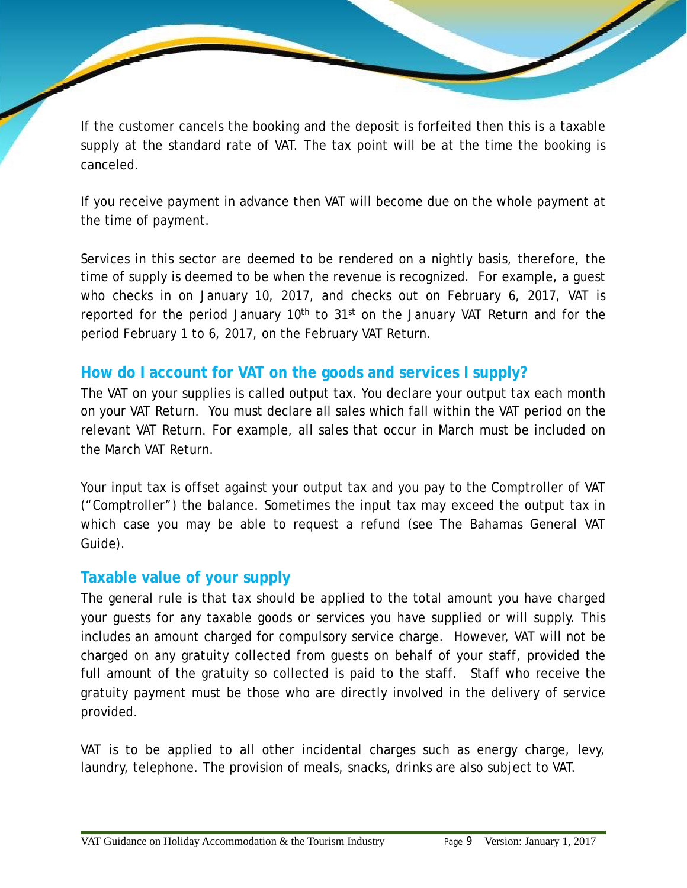If the customer cancels the booking and the deposit is forfeited then this is a taxable supply at the standard rate of VAT. The tax point will be at the time the booking is canceled.

If you receive payment in advance then VAT will become due on the whole payment at the time of payment.

Services in this sector are deemed to be rendered on a nightly basis, therefore, the time of supply is deemed to be when the revenue is recognized. For example, a guest who checks in on January 10, 2017, and checks out on February 6, 2017, VAT is reported for the period January 10th to 31st on the January VAT Return and for the period February 1 to 6, 2017, on the February VAT Return.

## How do I account for VAT on the goods and services I supply?

The VAT on your supplies is called output tax. You declare your output tax each month on your VAT Return. You must declare all sales which fall within the VAT period on the relevant VAT Return. For example, all sales that occur in March must be included on the March VAT Return.

Your input tax is offset against your output tax and you pay to the Comptroller of VAT ("Comptroller") the balance. Sometimes the input tax may exceed the output tax in which case you may be able to request a refund (see The Bahamas General VAT Guide).

## Taxable value of your supply

The general rule is that tax should be applied to the total amount you have charged your guests for any taxable goods or services you have supplied or will supply. This includes an amount charged for compulsory service charge. However, VAT will not be charged on any gratuity collected from guests on behalf of your staff, provided the full amount of the gratuity so collected is paid to the staff. Staff who receive the gratuity payment must be those who are directly involved in the delivery of service provided.

VAT is to be applied to all other incidental charges such as energy charge, levy, laundry, telephone. The provision of meals, snacks, drinks are also subject to VAT.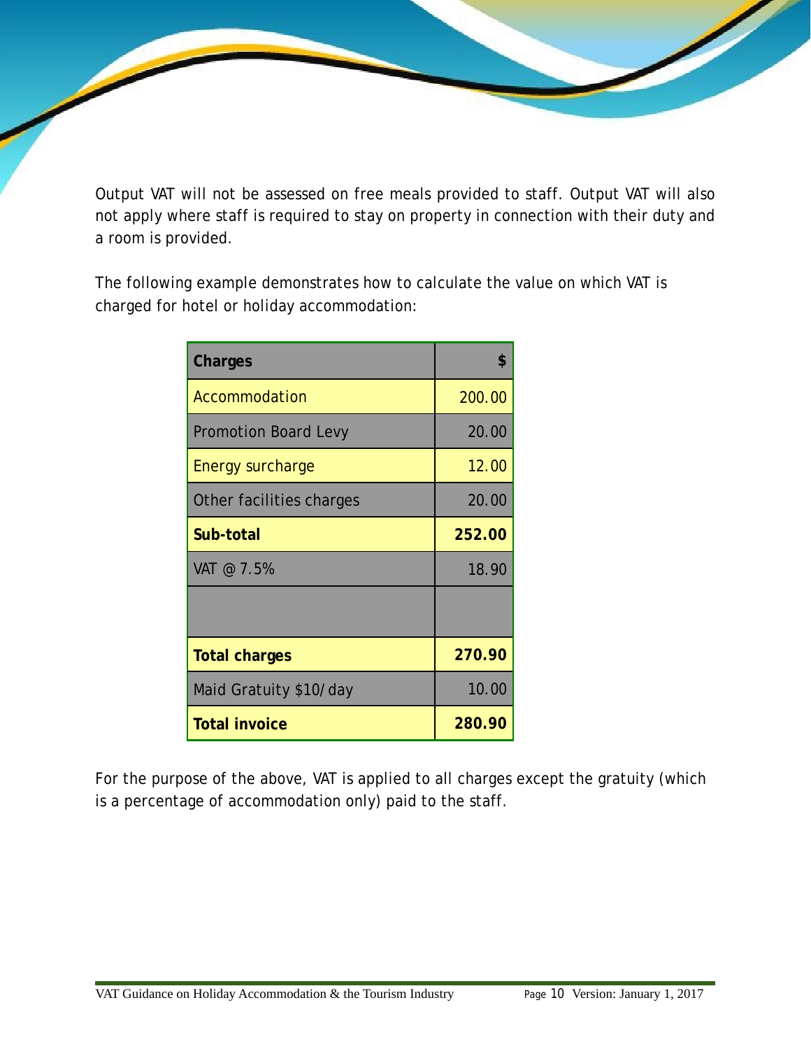Output VAT will not be assessed on free meals provided to staff. Output VAT will also not apply where staff is required to stay on property in connection with their duty and a room is provided.

The following example demonstrates how to calculate the value on which VAT is charged for hotel or holiday accommodation:

| **Charges** | **$** |
|---|---|
| Accommodation | 200.00 |
| Promotion Board Levy | 20.00 |
| Energy surcharge | 12.00 |
| Other facilities charges | 20.00 |
| **Sub-total** | **252.00** |
| VAT @ 7.5% | 18.90 |
| | |
| **Total charges** | **270.90** |
| Maid Gratuity $10/day | 10.00 |
| **Total invoice** | **280.90** |

For the purpose of the above, VAT is applied to all charges except the gratuity (which is a percentage of accommodation only) paid to the staff.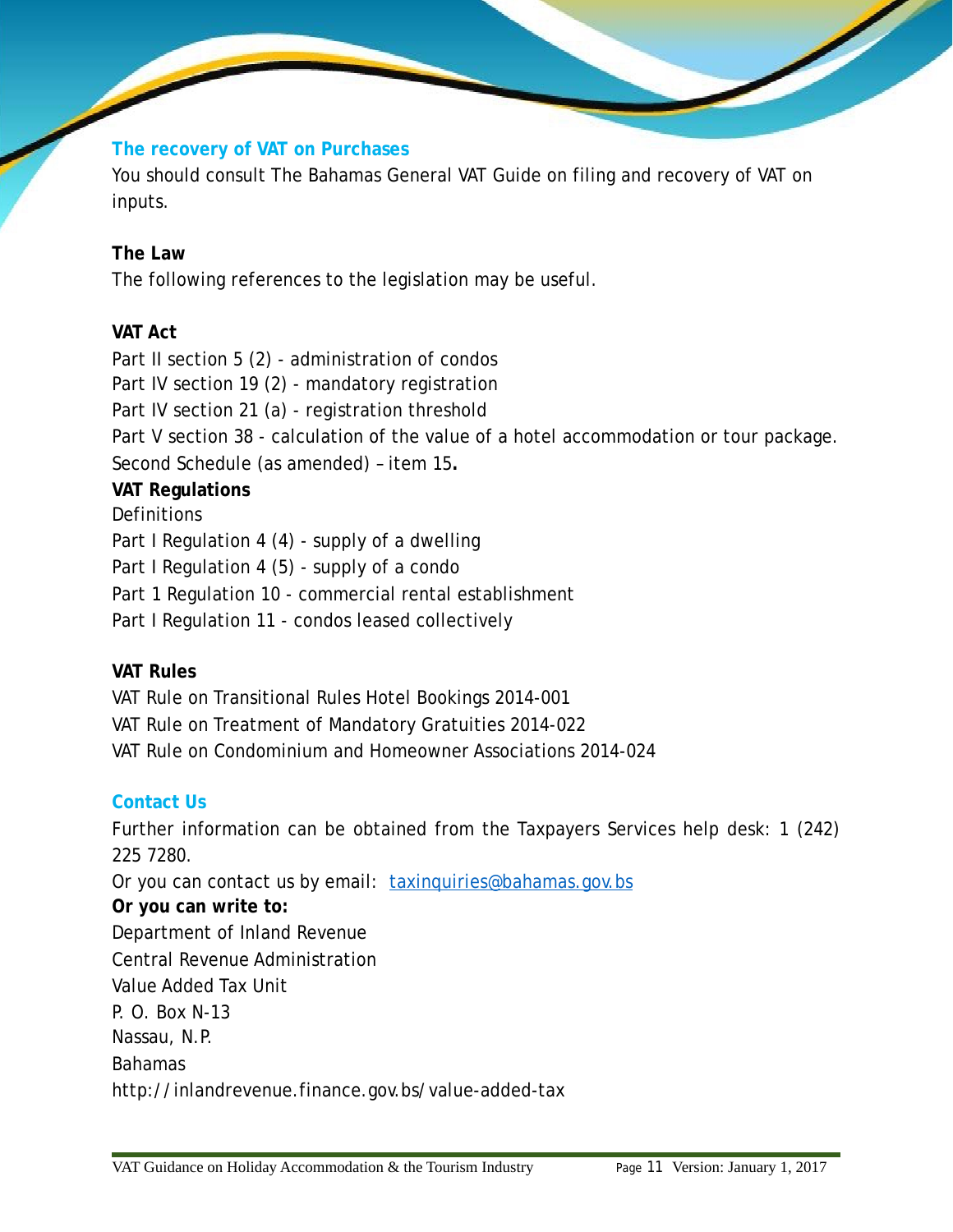## The recovery of VAT on Purchases

You should consult The Bahamas General VAT Guide on filing and recovery of VAT on inputs.

**The Law**

The following references to the legislation may be useful.

**VAT Act**

Part II section 5 (2) - administration of condos
Part IV section 19 (2) - mandatory registration
Part IV section 21 (a) - registration threshold
Part V section 38 - calculation of the value of a hotel accommodation or tour package.
Second Schedule (as amended) – item 15**.**

**VAT Regulations**

Definitions
Part I Regulation 4 (4) - supply of a dwelling
Part I Regulation 4 (5) - supply of a condo
Part 1 Regulation 10 - commercial rental establishment
Part I Regulation 11 - condos leased collectively

**VAT Rules**

VAT Rule on Transitional Rules Hotel Bookings 2014-001
VAT Rule on Treatment of Mandatory Gratuities 2014-022
VAT Rule on Condominium and Homeowner Associations 2014-024

## Contact Us

Further information can be obtained from the Taxpayers Services help desk: 1 (242) 225 7280.
Or you can contact us by email: taxinquiries@bahamas.gov.bs

**Or you can write to:**

Department of Inland Revenue
Central Revenue Administration
Value Added Tax Unit
P. O. Box N-13
Nassau, N.P.
Bahamas
http://inlandrevenue.finance.gov.bs/value-added-tax